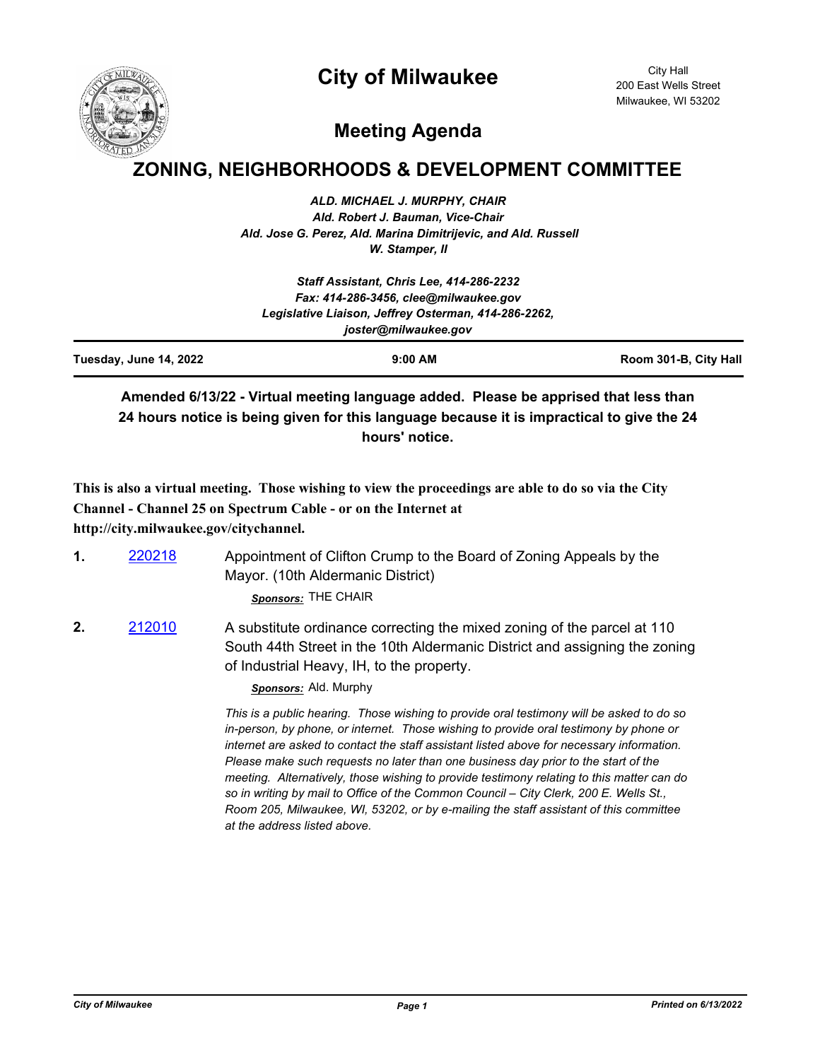# City of Milwaukee

City Hall
200 East Wells Street
Milwaukee, WI 53202

## Meeting Agenda

# ZONING, NEIGHBORHOODS & DEVELOPMENT COMMITTEE

***ALD. MICHAEL J. MURPHY, CHAIR***
***Ald. Robert J. Bauman, Vice-Chair***
***Ald. Jose G. Perez, Ald. Marina Dimitrijevic, and Ald. Russell W. Stamper, II***

***Staff Assistant, Chris Lee, 414-286-2232***
***Fax: 414-286-3456, clee@milwaukee.gov***
***Legislative Liaison, Jeffrey Osterman, 414-286-2262, joster@milwaukee.gov***

| Tuesday, June 14, 2022 | 9:00 AM | Room 301-B, City Hall |
|---|---|---|

**Amended 6/13/22 - Virtual meeting language added. Please be apprised that less than 24 hours notice is being given for this language because it is impractical to give the 24 hours' notice.**

**This is also a virtual meeting. Those wishing to view the proceedings are able to do so via the City Channel - Channel 25 on Spectrum Cable - or on the Internet at http://city.milwaukee.gov/citychannel.**

**1.** 220218 Appointment of Clifton Crump to the Board of Zoning Appeals by the Mayor. (10th Aldermanic District)

***Sponsors:*** THE CHAIR

**2.** 212010 A substitute ordinance correcting the mixed zoning of the parcel at 110 South 44th Street in the 10th Aldermanic District and assigning the zoning of Industrial Heavy, IH, to the property.

***Sponsors:*** Ald. Murphy

*This is a public hearing. Those wishing to provide oral testimony will be asked to do so in-person, by phone, or internet. Those wishing to provide oral testimony by phone or internet are asked to contact the staff assistant listed above for necessary information. Please make such requests no later than one business day prior to the start of the meeting. Alternatively, those wishing to provide testimony relating to this matter can do so in writing by mail to Office of the Common Council – City Clerk, 200 E. Wells St., Room 205, Milwaukee, WI, 53202, or by e-mailing the staff assistant of this committee at the address listed above.*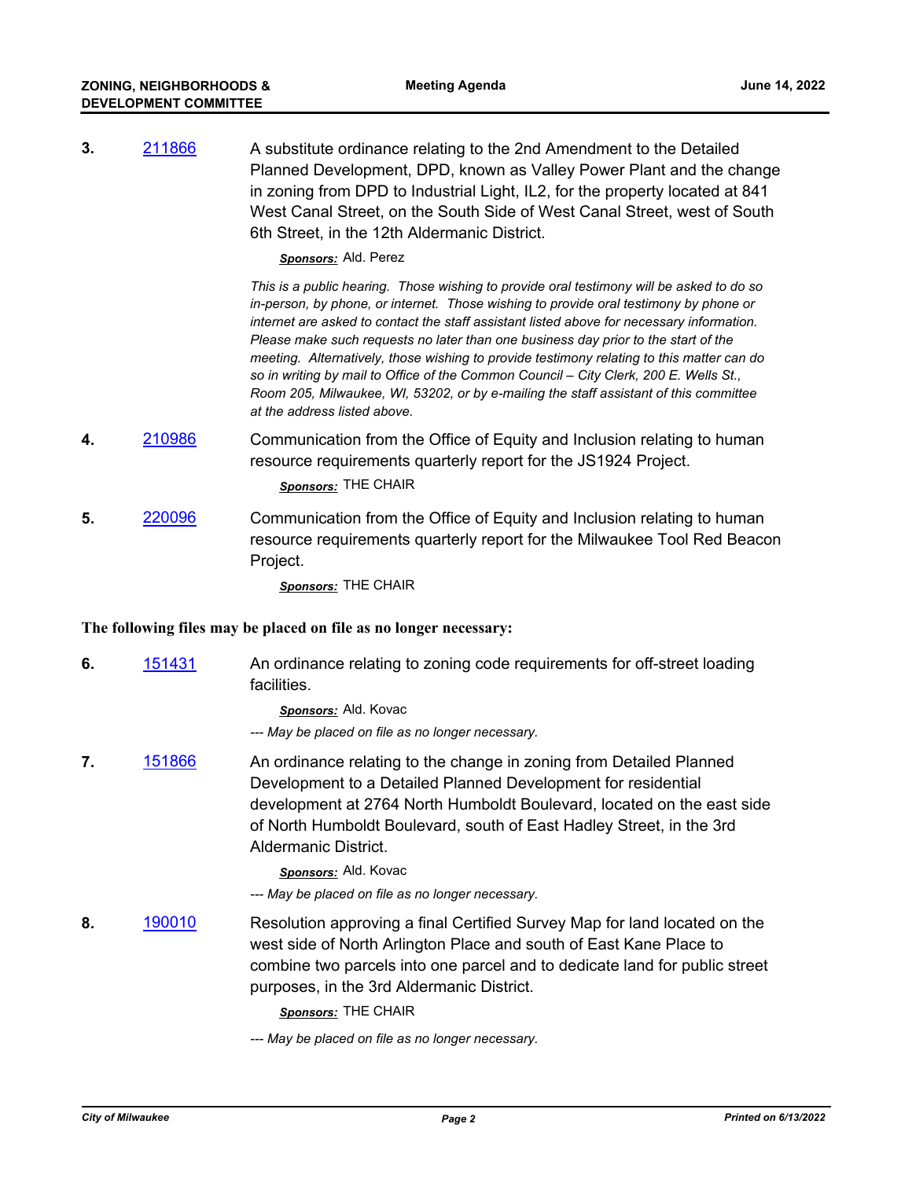**3.** [211866](#)

A substitute ordinance relating to the 2nd Amendment to the Detailed Planned Development, DPD, known as Valley Power Plant and the change in zoning from DPD to Industrial Light, IL2, for the property located at 841 West Canal Street, on the South Side of West Canal Street, west of South 6th Street, in the 12th Aldermanic District.

***Sponsors:*** Ald. Perez

*This is a public hearing. Those wishing to provide oral testimony will be asked to do so in-person, by phone, or internet. Those wishing to provide oral testimony by phone or internet are asked to contact the staff assistant listed above for necessary information. Please make such requests no later than one business day prior to the start of the meeting. Alternatively, those wishing to provide testimony relating to this matter can do so in writing by mail to Office of the Common Council – City Clerk, 200 E. Wells St., Room 205, Milwaukee, WI, 53202, or by e-mailing the staff assistant of this committee at the address listed above.*

**4.** [210986](#)

Communication from the Office of Equity and Inclusion relating to human resource requirements quarterly report for the JS1924 Project.

***Sponsors:*** THE CHAIR

**5.** [220096](#)

Communication from the Office of Equity and Inclusion relating to human resource requirements quarterly report for the Milwaukee Tool Red Beacon Project.

***Sponsors:*** THE CHAIR

**The following files may be placed on file as no longer necessary:**

**6.** [151431](#)

An ordinance relating to zoning code requirements for off-street loading facilities.

***Sponsors:*** Ald. Kovac

*--- May be placed on file as no longer necessary.*

**7.** [151866](#)

An ordinance relating to the change in zoning from Detailed Planned Development to a Detailed Planned Development for residential development at 2764 North Humboldt Boulevard, located on the east side of North Humboldt Boulevard, south of East Hadley Street, in the 3rd Aldermanic District.

***Sponsors:*** Ald. Kovac

*--- May be placed on file as no longer necessary.*

**8.** [190010](#)

Resolution approving a final Certified Survey Map for land located on the west side of North Arlington Place and south of East Kane Place to combine two parcels into one parcel and to dedicate land for public street purposes, in the 3rd Aldermanic District.

***Sponsors:*** THE CHAIR

*--- May be placed on file as no longer necessary.*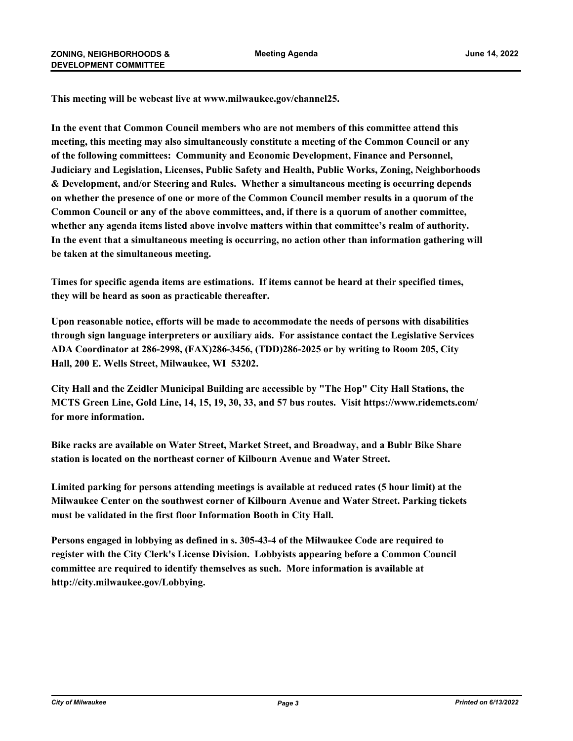**This meeting will be webcast live at www.milwaukee.gov/channel25.**

**In the event that Common Council members who are not members of this committee attend this meeting, this meeting may also simultaneously constitute a meeting of the Common Council or any of the following committees: Community and Economic Development, Finance and Personnel, Judiciary and Legislation, Licenses, Public Safety and Health, Public Works, Zoning, Neighborhoods & Development, and/or Steering and Rules. Whether a simultaneous meeting is occurring depends on whether the presence of one or more of the Common Council member results in a quorum of the Common Council or any of the above committees, and, if there is a quorum of another committee, whether any agenda items listed above involve matters within that committee's realm of authority. In the event that a simultaneous meeting is occurring, no action other than information gathering will be taken at the simultaneous meeting.**

**Times for specific agenda items are estimations. If items cannot be heard at their specified times, they will be heard as soon as practicable thereafter.**

**Upon reasonable notice, efforts will be made to accommodate the needs of persons with disabilities through sign language interpreters or auxiliary aids. For assistance contact the Legislative Services ADA Coordinator at 286-2998, (FAX)286-3456, (TDD)286-2025 or by writing to Room 205, City Hall, 200 E. Wells Street, Milwaukee, WI 53202.**

**City Hall and the Zeidler Municipal Building are accessible by "The Hop" City Hall Stations, the MCTS Green Line, Gold Line, 14, 15, 19, 30, 33, and 57 bus routes. Visit https://www.ridemcts.com/ for more information.**

**Bike racks are available on Water Street, Market Street, and Broadway, and a Bublr Bike Share station is located on the northeast corner of Kilbourn Avenue and Water Street.**

**Limited parking for persons attending meetings is available at reduced rates (5 hour limit) at the Milwaukee Center on the southwest corner of Kilbourn Avenue and Water Street. Parking tickets must be validated in the first floor Information Booth in City Hall.**

**Persons engaged in lobbying as defined in s. 305-43-4 of the Milwaukee Code are required to register with the City Clerk's License Division. Lobbyists appearing before a Common Council committee are required to identify themselves as such. More information is available at http://city.milwaukee.gov/Lobbying.**